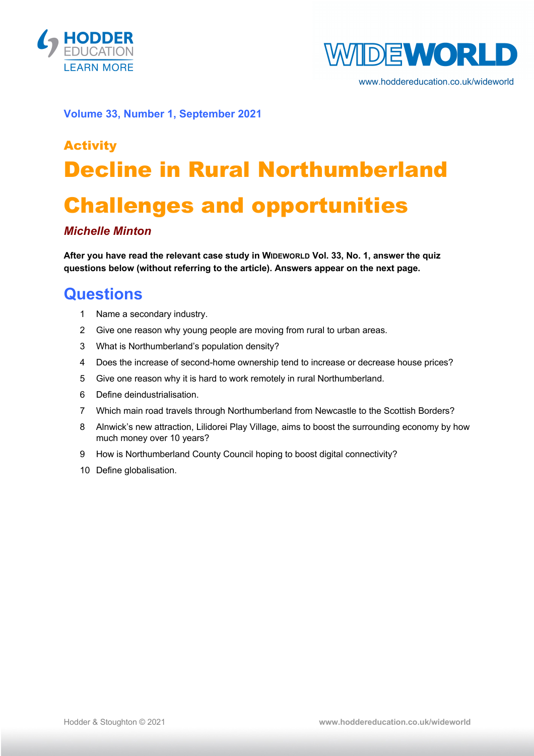Volume 33, Number 1, September 2021

## Activity

# Decline in Rural Northumberland

# Challenges and opportunities

***Michelle Minton***

**After you have read the relevant case study in WIDEWORLD Vol. 33, No. 1, answer the quiz questions below (without referring to the article). Answers appear on the next page.**

## Questions

1. Name a secondary industry.
2. Give one reason why young people are moving from rural to urban areas.
3. What is Northumberland's population density?
4. Does the increase of second-home ownership tend to increase or decrease house prices?
5. Give one reason why it is hard to work remotely in rural Northumberland.
6. Define deindustrialisation.
7. Which main road travels through Northumberland from Newcastle to the Scottish Borders?
8. Alnwick's new attraction, Lilidorei Play Village, aims to boost the surrounding economy by how much money over 10 years?
9. How is Northumberland County Council hoping to boost digital connectivity?
10. Define globalisation.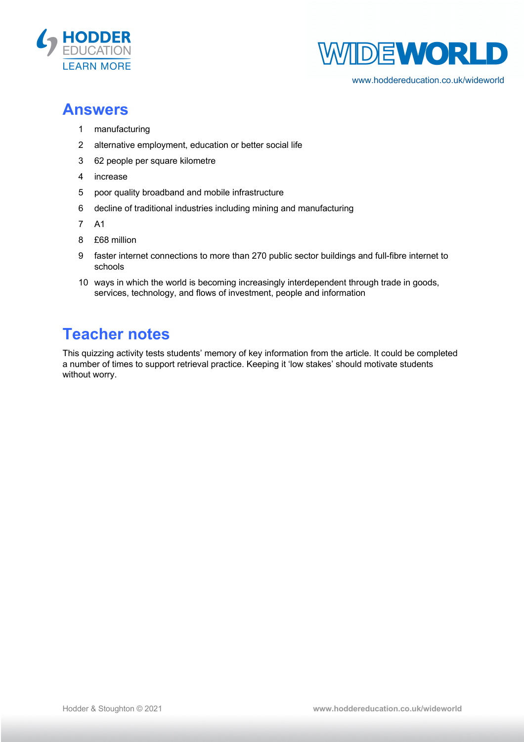## Answers

1. manufacturing
2. alternative employment, education or better social life
3. 62 people per square kilometre
4. increase
5. poor quality broadband and mobile infrastructure
6. decline of traditional industries including mining and manufacturing
7. A1
8. £68 million
9. faster internet connections to more than 270 public sector buildings and full-fibre internet to schools
10. ways in which the world is becoming increasingly interdependent through trade in goods, services, technology, and flows of investment, people and information

## Teacher notes

This quizzing activity tests students' memory of key information from the article. It could be completed a number of times to support retrieval practice. Keeping it 'low stakes' should motivate students without worry.